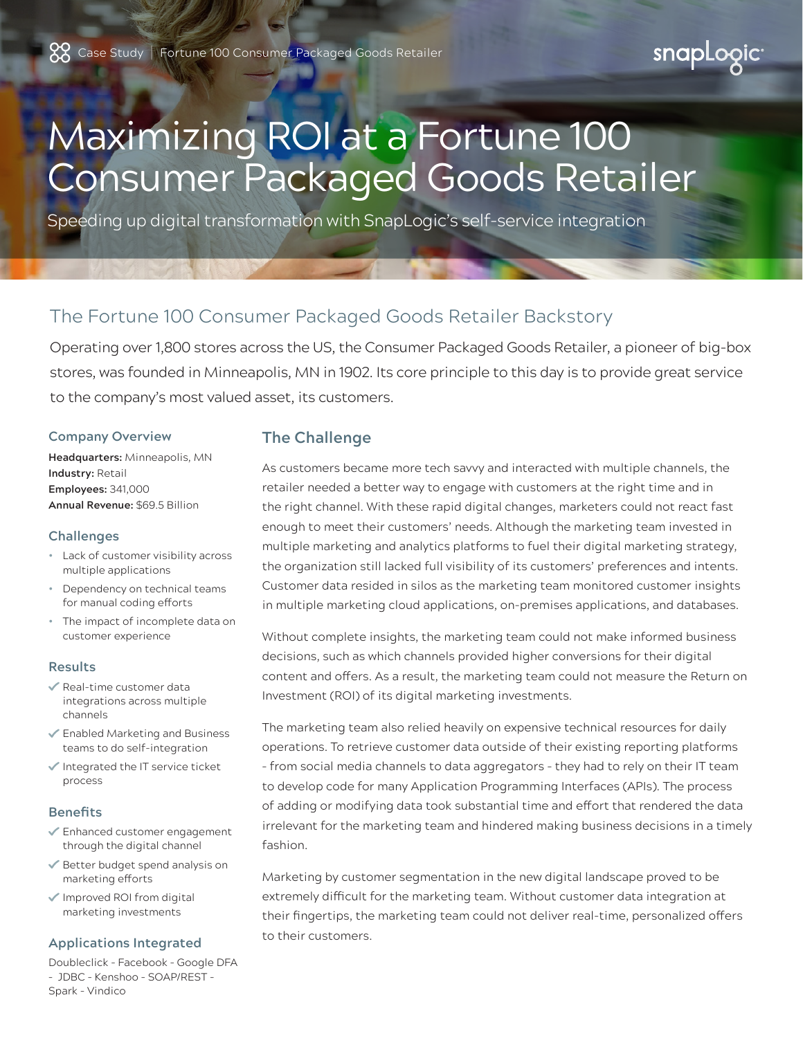Case Study | Fortune 100 Consumer Packaged Goods Retailer

# Maximizing ROI at a Fortune 100 Consumer Packaged Goods Retailer

Speeding up digital transformation with SnapLogic's self-service integration

## The Fortune 100 Consumer Packaged Goods Retailer Backstory

Operating over 1,800 stores across the US, the Consumer Packaged Goods Retailer, a pioneer of big-box stores, was founded in Minneapolis, MN in 1902. Its core principle to this day is to provide great service to the company's most valued asset, its customers.

### Company Overview

**Headquarters:** Minneapolis, MN
**Industry:** Retail
**Employees:** 341,000
**Annual Revenue:** $69.5 Billion

### Challenges

- Lack of customer visibility across multiple applications
- Dependency on technical teams for manual coding efforts
- The impact of incomplete data on customer experience

### Results

- ✓ Real-time customer data integrations across multiple channels
- ✓ Enabled Marketing and Business teams to do self-integration
- ✓ Integrated the IT service ticket process

### Benefits

- ✓ Enhanced customer engagement through the digital channel
- ✓ Better budget spend analysis on marketing efforts
- ✓ Improved ROI from digital marketing investments

### Applications Integrated

Doubleclick - Facebook - Google DFA - JDBC - Kenshoo - SOAP/REST - Spark - Vindico

## The Challenge

As customers became more tech savvy and interacted with multiple channels, the retailer needed a better way to engage with customers at the right time and in the right channel. With these rapid digital changes, marketers could not react fast enough to meet their customers' needs. Although the marketing team invested in multiple marketing and analytics platforms to fuel their digital marketing strategy, the organization still lacked full visibility of its customers' preferences and intents. Customer data resided in silos as the marketing team monitored customer insights in multiple marketing cloud applications, on-premises applications, and databases.

Without complete insights, the marketing team could not make informed business decisions, such as which channels provided higher conversions for their digital content and offers. As a result, the marketing team could not measure the Return on Investment (ROI) of its digital marketing investments.

The marketing team also relied heavily on expensive technical resources for daily operations. To retrieve customer data outside of their existing reporting platforms - from social media channels to data aggregators - they had to rely on their IT team to develop code for many Application Programming Interfaces (APIs). The process of adding or modifying data took substantial time and effort that rendered the data irrelevant for the marketing team and hindered making business decisions in a timely fashion.

Marketing by customer segmentation in the new digital landscape proved to be extremely difficult for the marketing team. Without customer data integration at their fingertips, the marketing team could not deliver real-time, personalized offers to their customers.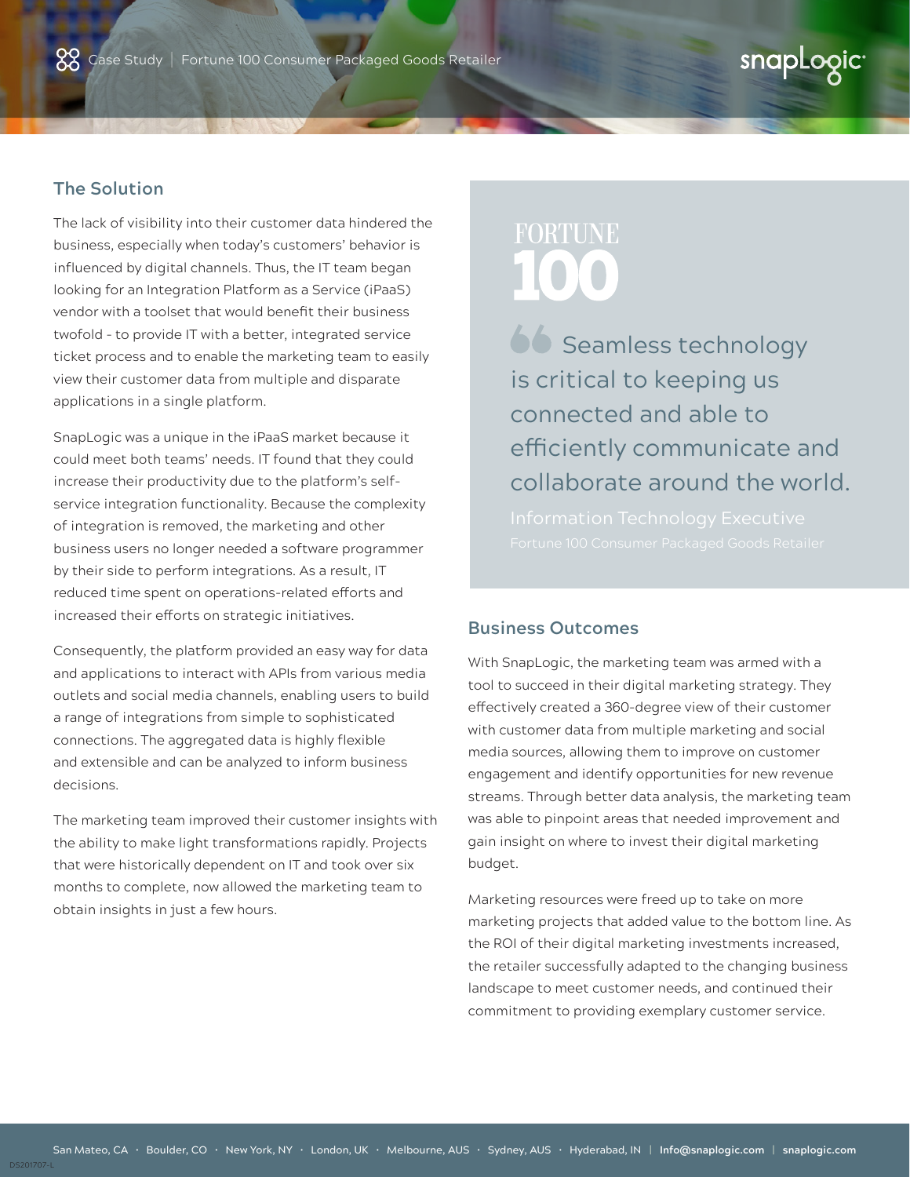## The Solution

The lack of visibility into their customer data hindered the business, especially when today's customers' behavior is influenced by digital channels. Thus, the IT team began looking for an Integration Platform as a Service (iPaaS) vendor with a toolset that would benefit their business twofold - to provide IT with a better, integrated service ticket process and to enable the marketing team to easily view their customer data from multiple and disparate applications in a single platform.

SnapLogic was a unique in the iPaaS market because it could meet both teams' needs. IT found that they could increase their productivity due to the platform's self-service integration functionality. Because the complexity of integration is removed, the marketing and other business users no longer needed a software programmer by their side to perform integrations. As a result, IT reduced time spent on operations-related efforts and increased their efforts on strategic initiatives.

Consequently, the platform provided an easy way for data and applications to interact with APIs from various media outlets and social media channels, enabling users to build a range of integrations from simple to sophisticated connections. The aggregated data is highly flexible and extensible and can be analyzed to inform business decisions.

The marketing team improved their customer insights with the ability to make light transformations rapidly. Projects that were historically dependent on IT and took over six months to complete, now allowed the marketing team to obtain insights in just a few hours.

FORTUNE 100

> Seamless technology is critical to keeping us connected and able to efficiently communicate and collaborate around the world.
>
> Information Technology Executive
> Fortune 100 Consumer Packaged Goods Retailer

## Business Outcomes

With SnapLogic, the marketing team was armed with a tool to succeed in their digital marketing strategy. They effectively created a 360-degree view of their customer with customer data from multiple marketing and social media sources, allowing them to improve on customer engagement and identify opportunities for new revenue streams. Through better data analysis, the marketing team was able to pinpoint areas that needed improvement and gain insight on where to invest their digital marketing budget.

Marketing resources were freed up to take on more marketing projects that added value to the bottom line. As the ROI of their digital marketing investments increased, the retailer successfully adapted to the changing business landscape to meet customer needs, and continued their commitment to providing exemplary customer service.

San Mateo, CA · Boulder, CO · New York, NY · London, UK · Melbourne, AUS · Sydney, AUS · Hyderabad, IN | **Info@snaplogic.com** | **snaplogic.com**

DS201707-L